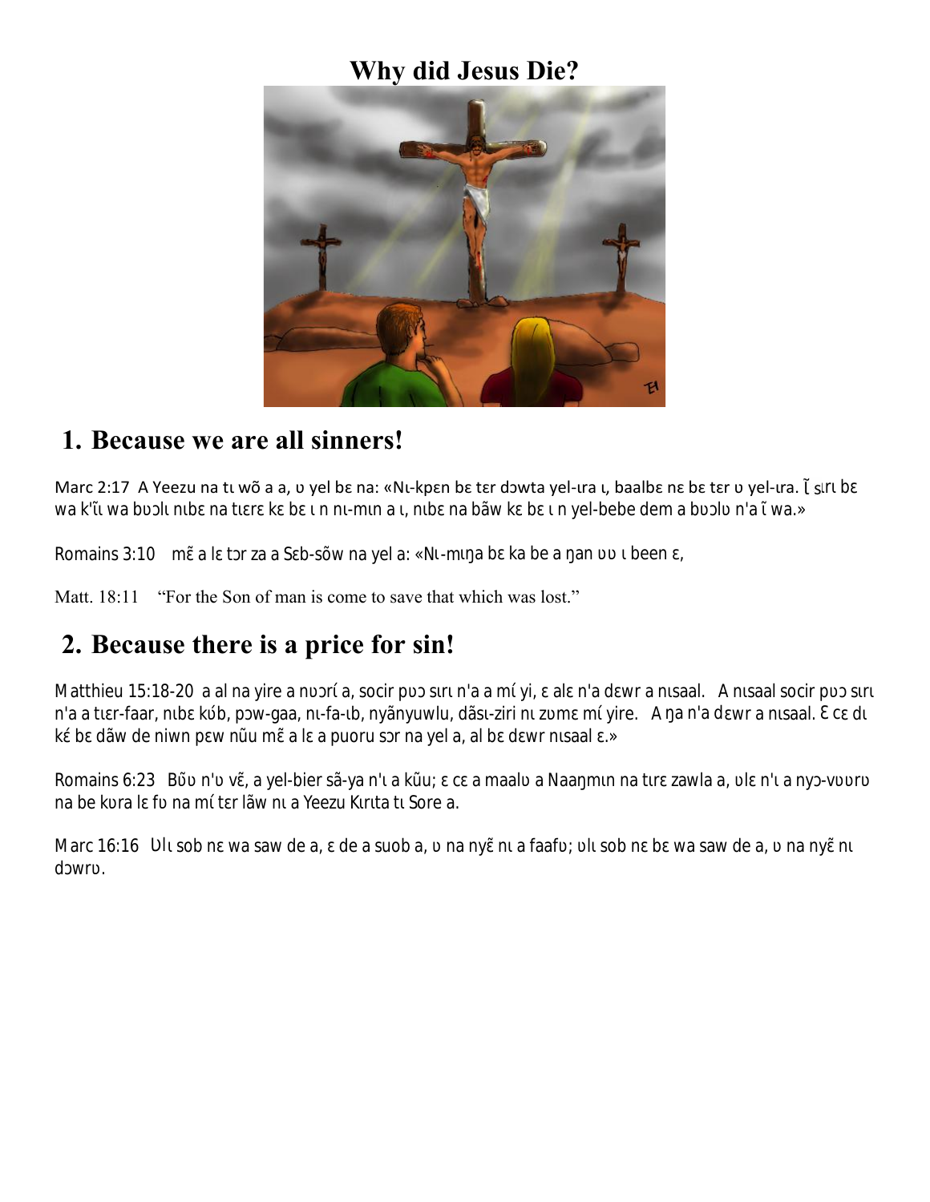# Why did Jesus Die?

## 1. Because we are all sinners!

Marc 2:17 A Yeezu na tɩ wõ a a, ʋ yel bɛ na: «Nɩ-kpɛn bɛ tɛr dɔwta yel-ɩra ɩ, baalbɛ nɛ bɛ tɛr ʋ yel-ɩra. Ĩ sɩrɩ bɛ wa k'ĩɩ wa bʋɔlɩ nɩbɛ na tɩɛrɛ kɛ bɛ ɩ n nɩ-mɩn a ɩ, nɩbɛ na bãw kɛ bɛ ɩ n yel-bebe dem a bʋɔlʋ n'a ĩ wa.»

Romains 3:10 mɛ̃ a lɛ tɔr za a Sɛb-sõw na yel a: «Nɩ-mɩŋa bɛ ka be a ŋan ʋʋ ɩ been ɛ,

Matt. 18:11 "For the Son of man is come to save that which was lost."

## 2. Because there is a price for sin!

Matthieu 15:18-20 a al na yire a nʋɔrɩ́ a, socir pʋɔ sɩrɩ n'a a mɩ́ yi, ɛ alɛ n'a dɛwr a nɩsaal. A nɩsaal socir pʋɔ sɩrɩ n'a a tɩɛr-faar, nɩbɛ kúb, pɔw-gaa, nɩ-fa-ɩb, nyãnyuwlu, dãsɩ-ziri nɩ zʋmɛ mɩ́ yire. A ŋa n'a dɛwr a nɩsaal. Ɛ cɛ dɩ kɛ́ bɛ dãw de niwn pɛw nũu mɛ̃ a lɛ a puoru sɔr na yel a, al bɛ dɛwr nɩsaal ɛ.»

Romains 6:23 Bʋ̃ʋ n'ʋ vɛ̃, a yel-bier sã-ya n'ɩ a kũu; ɛ cɛ a maalʋ a Naaŋmɩn na tɩrɛ zawla a, ʋlɛ n'ɩ a nyɔ-vʋʋrʋ na be kʋra lɛ fʋ na mɩ́ tɛr lãw nɩ a Yeezu Kɩrɩta tɩ Sore a.

Marc 16:16 Ʋlɩ sob nɛ wa saw de a, ɛ de a suob a, ʋ na nyɛ̃ nɩ a faafʋ; ʋlɩ sob nɛ bɛ wa saw de a, ʋ na nyɛ̃ nɩ dɔwrʋ.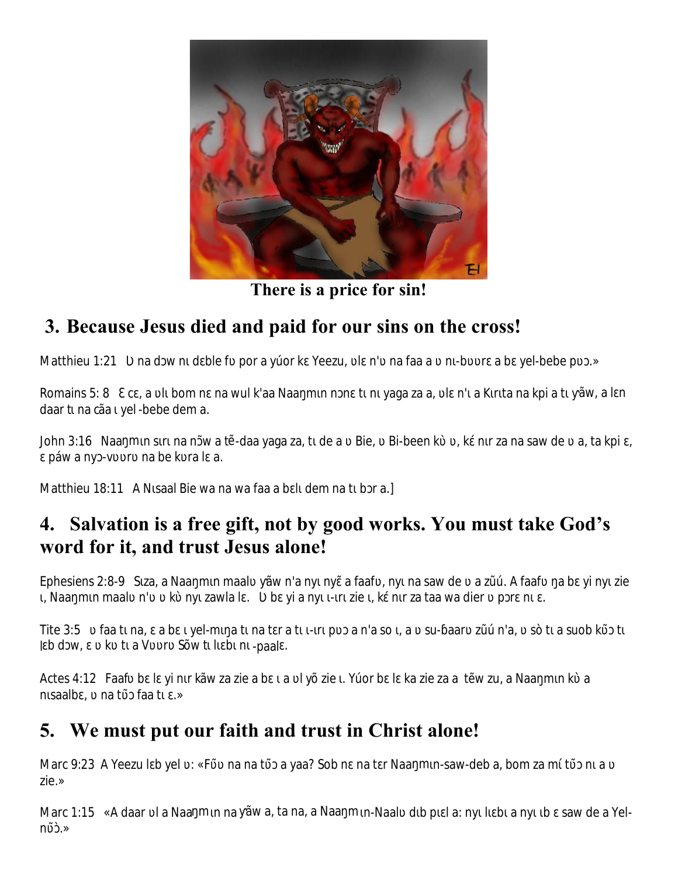There is a price for sin!

## 3. Because Jesus died and paid for our sins on the cross!

Matthieu 1:21 Ʋ na dɔw nɩ dɛble fʋ por a yúor kɛ Yeezu, ʋlɛ n'ʋ na faa a ʋ nɩ-bʋʋrɛ a bɛ yel-bebe pʋɔ.»

Romains 5: 8 Ɛ cɛ, a ʋlɩ bom nɛ na wul k'aa Naaŋmɩn nɔnɛ tɩ nɩ yaga za a, ʋlɛ n'ɩ a Kɩrɩta na kpi a tɩ yãw, a lɛn daar tɩ na cãa ɩ yel-bebe dem a.

John 3:16 Naaŋmɩn sɩrɩ na nɔ̃w a tẽ-daa yaga za, tɩ de a ʋ Bie, ʋ Bi-been kʋ̀ ʋ, kɛ́ nɩr za na saw de ʋ a, ta kpi ɛ, ɛ páw a nyɔ-vʋʋrʋ na be kʋra lɛ a.

Matthieu 18:11 A Nɩsaal Bie wa na wa faa a bɛlɩ dem na tɩ bɔr a.]

## 4. Salvation is a free gift, not by good works. You must take God's word for it, and trust Jesus alone!

Ephesiens 2:8-9 Sɩza, a Naaŋmɩn maalʋ yãw n'a nyɩ nyɛ̃ a faafʋ, nyɩ na saw de ʋ a zũú. A faafʋ ŋa bɛ yi nyɩ zie ɩ, Naaŋmɩn maalʋ n'ʋ ʋ kʋ̀ nyɩ zawla lɛ. Ʋ bɛ yi a nyɩ ɩ-ɩrɩ zie ɩ, kɛ́ nɩr za taa wa dier ʋ pɔrɛ nɩ ɛ.

Tite 3:5 ʋ faa tɩ na, ɛ a bɛ ɩ yel-mɩŋa tɩ na tɛr a tɩ ɩ-ɩrɩ pʋɔ a n'a so ɩ, a ʋ su-ɓaarʋ zũú n'a, ʋ sò tɩ a suob kɔ̃ɔ tɩ lɛb dɔw, ɛ ʋ kʋ tɩ a Vʋʋrʋ Sõw tɩ lɩɛbɩ nɩ-paalɛ.

Actes 4:12 Faafʋ bɛ lɛ yi nɩr kãw za zie a bɛ ɩ a ʋl yõ zie ɩ. Yúor bɛ lɛ ka zie za a tẽw zu, a Naaŋmɩn kʋ̀ a nɩsaalbɛ, ʋ na tɔ̃ɔ faa tɩ ɛ.»

## 5. We must put our faith and trust in Christ alone!

Marc 9:23 A Yeezu lɛb yel ʋ: «Fʋ̃ʋ na na tɔ̃ɔ a yaa? Sob nɛ na tɛr Naaŋmɩn-saw-deb a, bom za mí tɔ̃ɔ nɩ a ʋ zie.»

Marc 1:15 «A daar ʋl a Naaŋmɩn na yãw a, ta na, a Naaŋmɩn-Naalʋ dɩb pɩɛl a: nyɩ lɩɛbɩ a nyɩ ɩb ɛ saw de a Yel-nɔ̃ɔ̀.»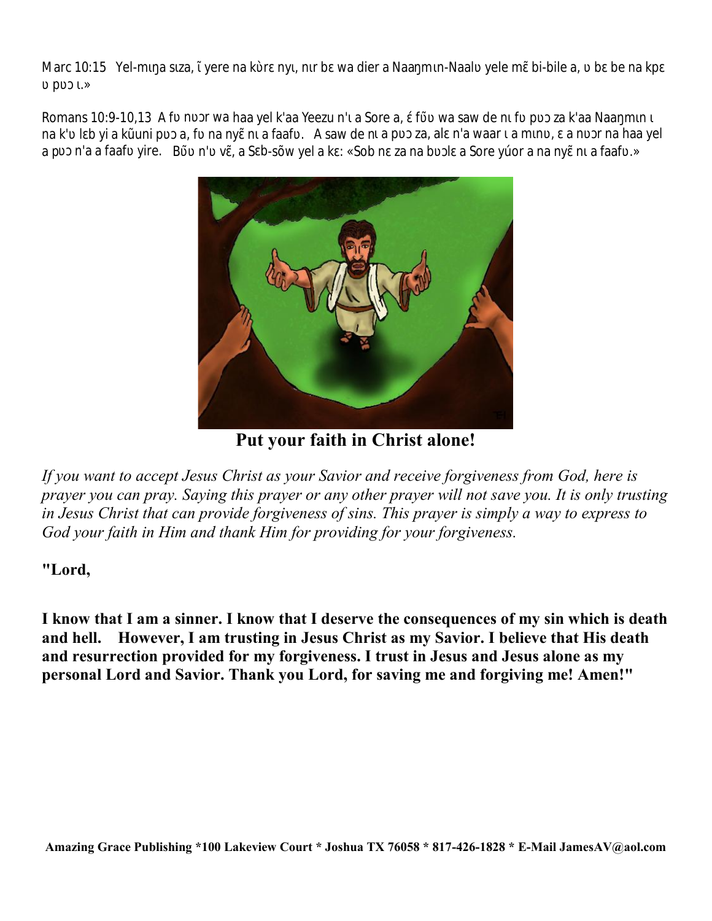Marc 10:15   Yel-mɩŋa sɩza, ĩ yere na kòrɛ nyɩ, nɩr bɛ wa dier a Naaŋmɩn-Naalʋ yele mɛ̃ bi-bile a, ʋ bɛ be na kpɛ ʋ pʋɔ ɩ.»

Romans 10:9-10,13  A fʋ nʋɔr wa haa yel k'aa Yeezu n'ɩ a Sore a, ɛ́ fʋ̃ʋ wa saw de nɩ fʋ pʋɔ za k'aa Naaŋmɩn ɩ na k'ʋ lɛb yi a kũuni pʋɔ a, fʋ na nyɛ̃ nɩ a faafʋ.   A saw de nɩ a pʋɔ za, alɛ n'a waar ɩ a mɩnʋ, ɛ a nʋɔr na haa yel a pʋɔ n'a a faafʋ yire.   Bʋ̃ʋ n'ʋ vɛ̃, a Sɛb-sõw yel a kɛ: «Sob nɛ za na bʋɔlɛ a Sore yúor a na nyɛ̃ nɩ a faafʋ.»

**Put your faith in Christ alone!**

*If you want to accept Jesus Christ as your Savior and receive forgiveness from God, here is prayer you can pray. Saying this prayer or any other prayer will not save you. It is only trusting in Jesus Christ that can provide forgiveness of sins. This prayer is simply a way to express to God your faith in Him and thank Him for providing for your forgiveness.*

**"Lord,**

**I know that I am a sinner. I know that I deserve the consequences of my sin which is death and hell.   However, I am trusting in Jesus Christ as my Savior. I believe that His death and resurrection provided for my forgiveness. I trust in Jesus and Jesus alone as my personal Lord and Savior. Thank you Lord, for saving me and forgiving me! Amen!"**

**Amazing Grace Publishing *100 Lakeview Court * Joshua TX 76058 * 817-426-1828 * E-Mail JamesAV@aol.com**